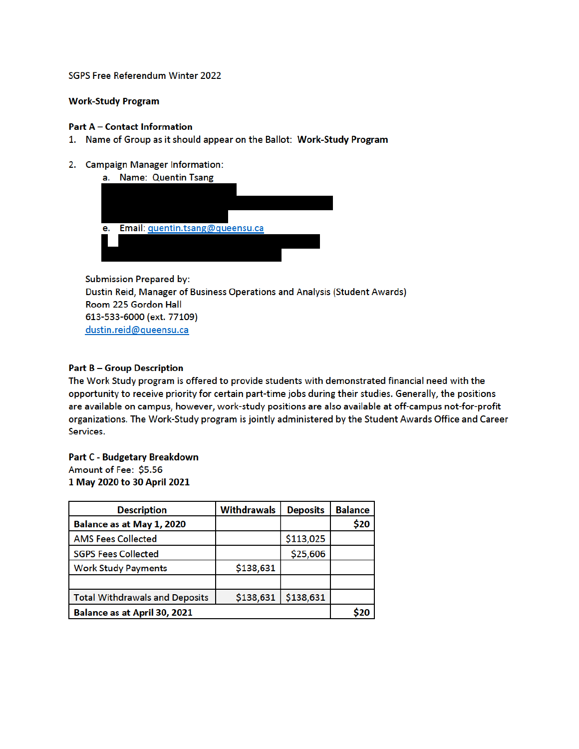SGPS Free Referendum Winter 2022

**Work-Study Program**

**Part A – Contact Information**

1. Name of Group as it should appear on the Ballot: **Work-Study Program**

2. Campaign Manager Information:
   a. Name: Quentin Tsang
   e. Email: quentin.tsang@queensu.ca

   Submission Prepared by:
   Dustin Reid, Manager of Business Operations and Analysis (Student Awards)
   Room 225 Gordon Hall
   613-533-6000 (ext. 77109)
   dustin.reid@queensu.ca

**Part B – Group Description**

The Work Study program is offered to provide students with demonstrated financial need with the opportunity to receive priority for certain part-time jobs during their studies. Generally, the positions are available on campus, however, work-study positions are also available at off-campus not-for-profit organizations. The Work-Study program is jointly administered by the Student Awards Office and Career Services.

**Part C - Budgetary Breakdown**

Amount of Fee: $5.56

**1 May 2020 to 30 April 2021**

| Description | Withdrawals | Deposits | Balance |
|---|---|---|---|
| **Balance as at May 1, 2020** | | | **$20** |
| AMS Fees Collected | | $113,025 | |
| SGPS Fees Collected | | $25,606 | |
| Work Study Payments | $138,631 | | |
| | | | |
| Total Withdrawals and Deposits | $138,631 | $138,631 | |
| **Balance as at April 30, 2021** | | | **$20** |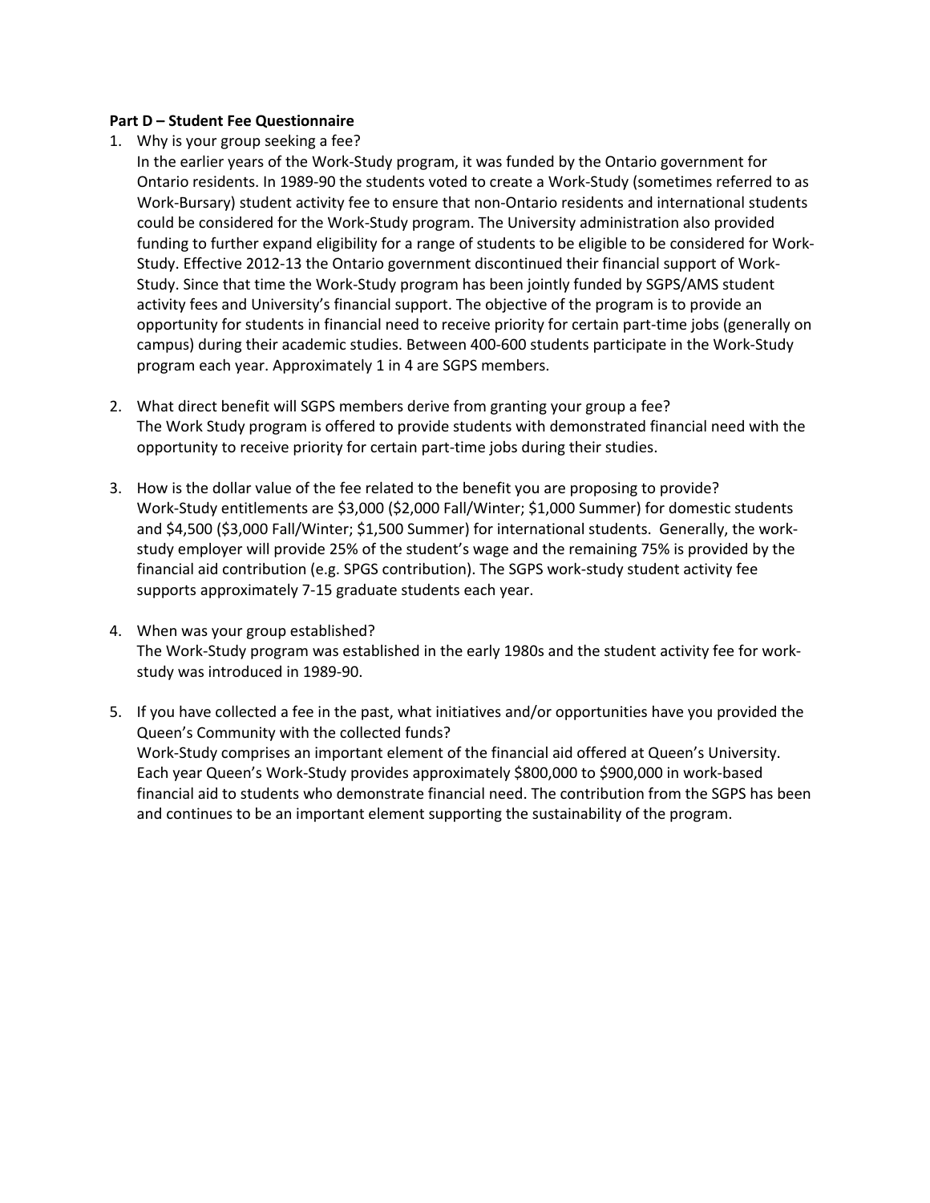**Part D – Student Fee Questionnaire**

1. Why is your group seeking a fee?
   In the earlier years of the Work-Study program, it was funded by the Ontario government for Ontario residents. In 1989-90 the students voted to create a Work-Study (sometimes referred to as Work-Bursary) student activity fee to ensure that non-Ontario residents and international students could be considered for the Work-Study program. The University administration also provided funding to further expand eligibility for a range of students to be eligible to be considered for Work-Study. Effective 2012-13 the Ontario government discontinued their financial support of Work-Study. Since that time the Work-Study program has been jointly funded by SGPS/AMS student activity fees and University's financial support. The objective of the program is to provide an opportunity for students in financial need to receive priority for certain part-time jobs (generally on campus) during their academic studies. Between 400-600 students participate in the Work-Study program each year. Approximately 1 in 4 are SGPS members.

2. What direct benefit will SGPS members derive from granting your group a fee?
   The Work Study program is offered to provide students with demonstrated financial need with the opportunity to receive priority for certain part-time jobs during their studies.

3. How is the dollar value of the fee related to the benefit you are proposing to provide?
   Work-Study entitlements are $3,000 ($2,000 Fall/Winter; $1,000 Summer) for domestic students and $4,500 ($3,000 Fall/Winter; $1,500 Summer) for international students. Generally, the work-study employer will provide 25% of the student's wage and the remaining 75% is provided by the financial aid contribution (e.g. SPGS contribution). The SGPS work-study student activity fee supports approximately 7-15 graduate students each year.

4. When was your group established?
   The Work-Study program was established in the early 1980s and the student activity fee for work-study was introduced in 1989-90.

5. If you have collected a fee in the past, what initiatives and/or opportunities have you provided the Queen's Community with the collected funds?
   Work-Study comprises an important element of the financial aid offered at Queen's University. Each year Queen's Work-Study provides approximately $800,000 to $900,000 in work-based financial aid to students who demonstrate financial need. The contribution from the SGPS has been and continues to be an important element supporting the sustainability of the program.